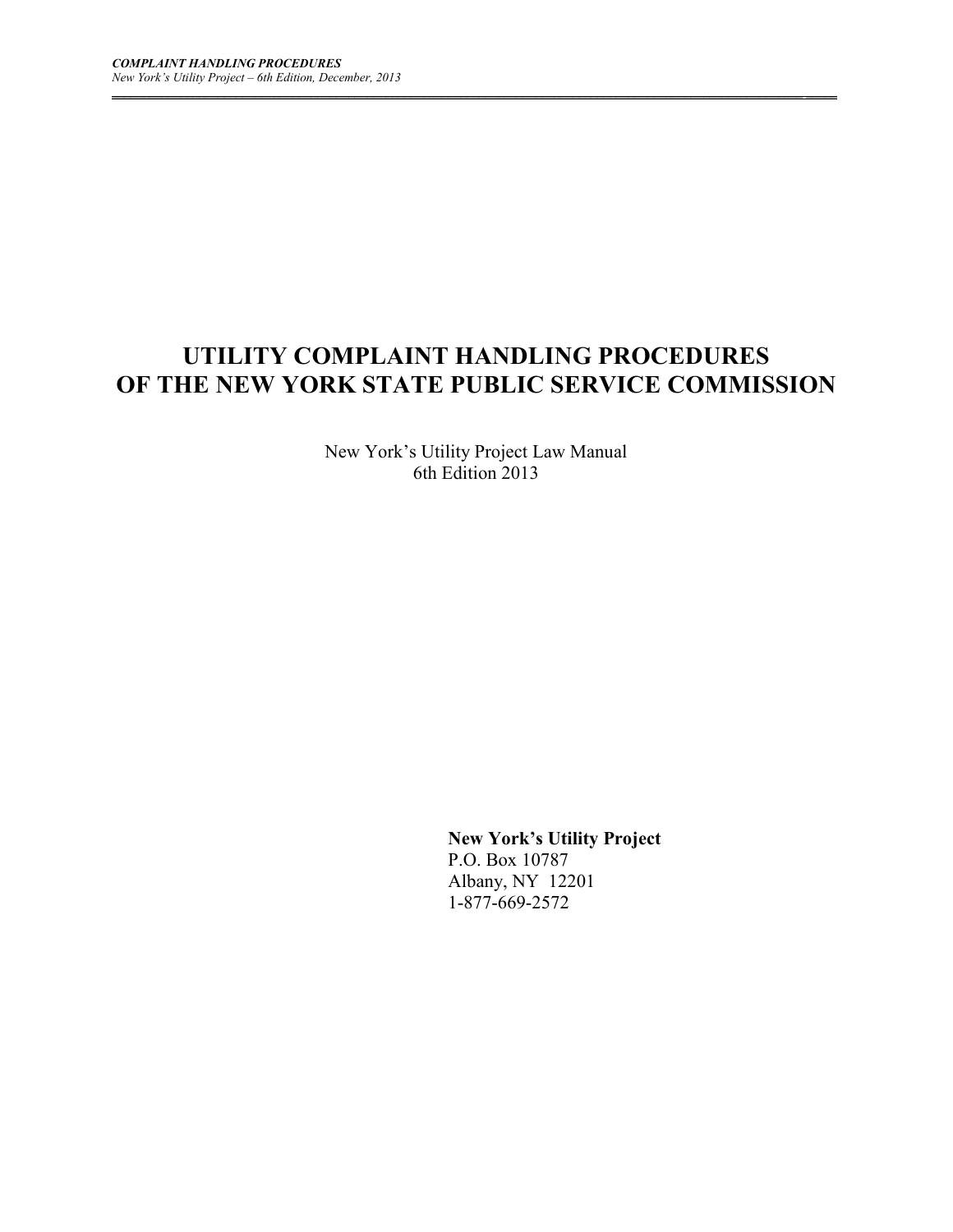# UTILITY COMPLAINT HANDLING PROCEDURES OF THE NEW YORK STATE PUBLIC SERVICE COMMISSION

New York's Utility Project Law Manual
6th Edition 2013

**New York's Utility Project**
P.O. Box 10787
Albany, NY 12201
1-877-669-2572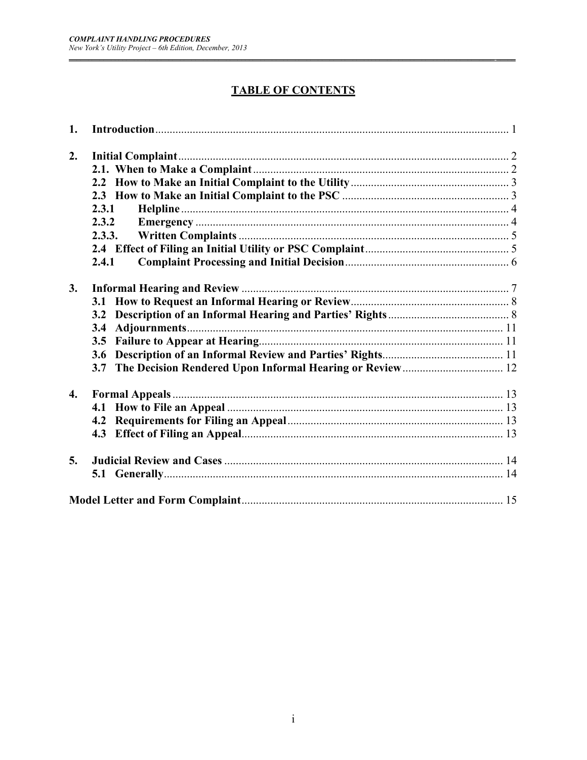## TABLE OF CONTENTS

1. **Introduction** ........................................................................................................... 1

2. **Initial Complaint** ................................................................................................... 2
   - **2.1. When to Make a Complaint** ......................................................................... 2
   - **2.2 How to Make an Initial Complaint to the Utility** ...................................... 3
   - **2.3 How to Make an Initial Complaint to the PSC** .......................................... 3
     - **2.3.1 Helpline** ................................................................................................. 4
     - **2.3.2 Emergency** ............................................................................................ 4
     - **2.3.3. Written Complaints** ............................................................................. 5
   - **2.4 Effect of Filing an Initial Utility or PSC Complaint** ................................. 5
     - **2.4.1 Complaint Processing and Initial Decision** ........................................ 6

3. **Informal Hearing and Review** ............................................................................. 7
   - **3.1 How to Request an Informal Hearing or Review** ....................................... 8
   - **3.2 Description of an Informal Hearing and Parties' Rights** .......................... 8
   - **3.4 Adjournments** .............................................................................................. 11
   - **3.5 Failure to Appear at Hearing** ..................................................................... 11
   - **3.6 Description of an Informal Review and Parties' Rights** .......................... 11
   - **3.7 The Decision Rendered Upon Informal Hearing or Review** ................... 12

4. **Formal Appeals** ................................................................................................... 13
   - **4.1 How to File an Appeal** ................................................................................ 13
   - **4.2 Requirements for Filing an Appeal** ........................................................... 13
   - **4.3 Effect of Filing an Appeal** ........................................................................... 13

5. **Judicial Review and Cases** ................................................................................. 14
   - **5.1 Generally** ...................................................................................................... 14

**Model Letter and Form Complaint** ........................................................................... 15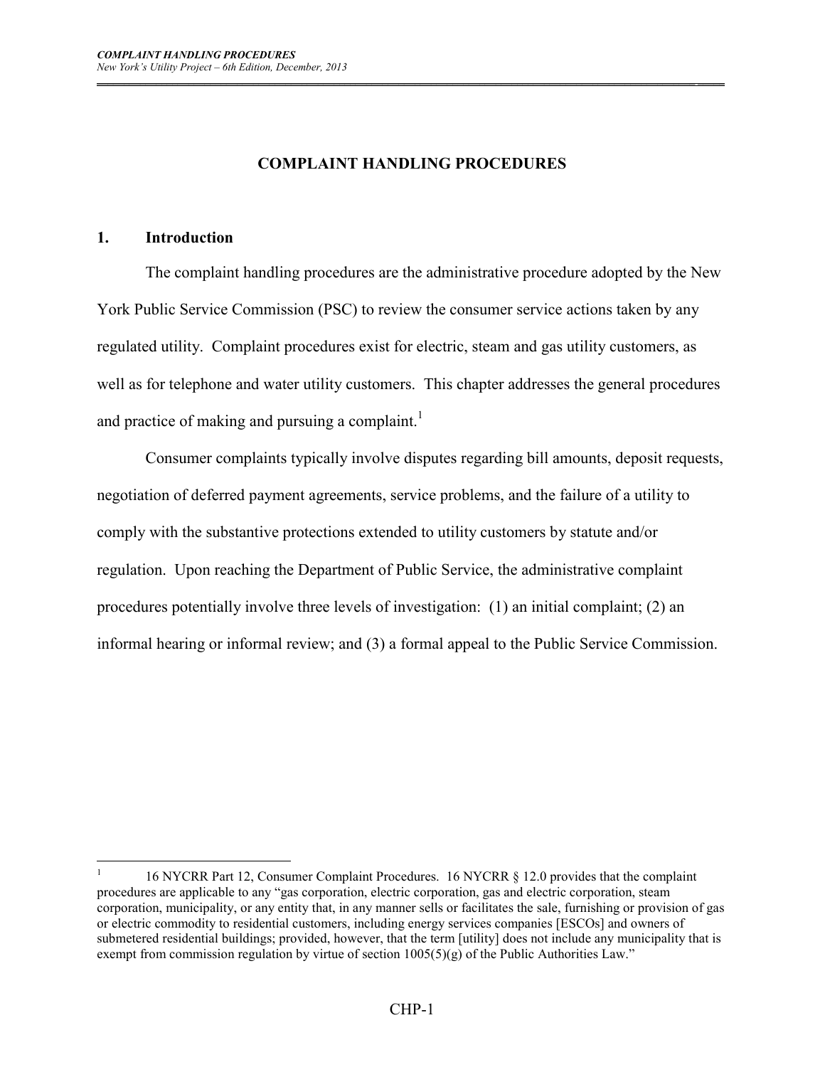# COMPLAINT HANDLING PROCEDURES

## 1. Introduction

The complaint handling procedures are the administrative procedure adopted by the New York Public Service Commission (PSC) to review the consumer service actions taken by any regulated utility. Complaint procedures exist for electric, steam and gas utility customers, as well as for telephone and water utility customers. This chapter addresses the general procedures and practice of making and pursuing a complaint.[1]

Consumer complaints typically involve disputes regarding bill amounts, deposit requests, negotiation of deferred payment agreements, service problems, and the failure of a utility to comply with the substantive protections extended to utility customers by statute and/or regulation. Upon reaching the Department of Public Service, the administrative complaint procedures potentially involve three levels of investigation: (1) an initial complaint; (2) an informal hearing or informal review; and (3) a formal appeal to the Public Service Commission.

---

[1] 16 NYCRR Part 12, Consumer Complaint Procedures. 16 NYCRR § 12.0 provides that the complaint procedures are applicable to any "gas corporation, electric corporation, gas and electric corporation, steam corporation, municipality, or any entity that, in any manner sells or facilitates the sale, furnishing or provision of gas or electric commodity to residential customers, including energy services companies [ESCOs] and owners of submetered residential buildings; provided, however, that the term [utility] does not include any municipality that is exempt from commission regulation by virtue of section 1005(5)(g) of the Public Authorities Law."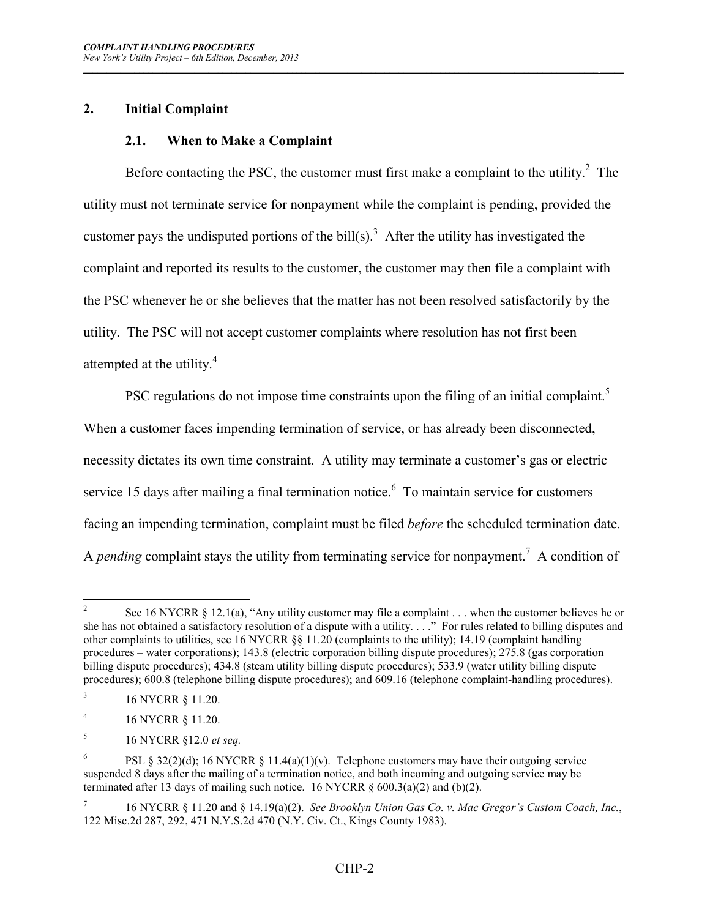## 2. Initial Complaint

### 2.1. When to Make a Complaint

Before contacting the PSC, the customer must first make a complaint to the utility.[2] The utility must not terminate service for nonpayment while the complaint is pending, provided the customer pays the undisputed portions of the bill(s).[3] After the utility has investigated the complaint and reported its results to the customer, the customer may then file a complaint with the PSC whenever he or she believes that the matter has not been resolved satisfactorily by the utility. The PSC will not accept customer complaints where resolution has not first been attempted at the utility.[4]

PSC regulations do not impose time constraints upon the filing of an initial complaint.[5] When a customer faces impending termination of service, or has already been disconnected, necessity dictates its own time constraint. A utility may terminate a customer's gas or electric service 15 days after mailing a final termination notice.[6] To maintain service for customers facing an impending termination, complaint must be filed *before* the scheduled termination date. A *pending* complaint stays the utility from terminating service for nonpayment.[7] A condition of

---

[2] See 16 NYCRR § 12.1(a), "Any utility customer may file a complaint . . . when the customer believes he or she has not obtained a satisfactory resolution of a dispute with a utility. . . ." For rules related to billing disputes and other complaints to utilities, see 16 NYCRR §§ 11.20 (complaints to the utility); 14.19 (complaint handling procedures – water corporations); 143.8 (electric corporation billing dispute procedures); 275.8 (gas corporation billing dispute procedures); 434.8 (steam utility billing dispute procedures); 533.9 (water utility billing dispute procedures); 600.8 (telephone billing dispute procedures); and 609.16 (telephone complaint-handling procedures).

[3] 16 NYCRR § 11.20.

[4] 16 NYCRR § 11.20.

[5] 16 NYCRR §12.0 *et seq.*

[6] PSL § 32(2)(d); 16 NYCRR § 11.4(a)(1)(v). Telephone customers may have their outgoing service suspended 8 days after the mailing of a termination notice, and both incoming and outgoing service may be terminated after 13 days of mailing such notice. 16 NYCRR § 600.3(a)(2) and (b)(2).

[7] 16 NYCRR § 11.20 and § 14.19(a)(2). *See Brooklyn Union Gas Co. v. Mac Gregor's Custom Coach, Inc.*, 122 Misc.2d 287, 292, 471 N.Y.S.2d 470 (N.Y. Civ. Ct., Kings County 1983).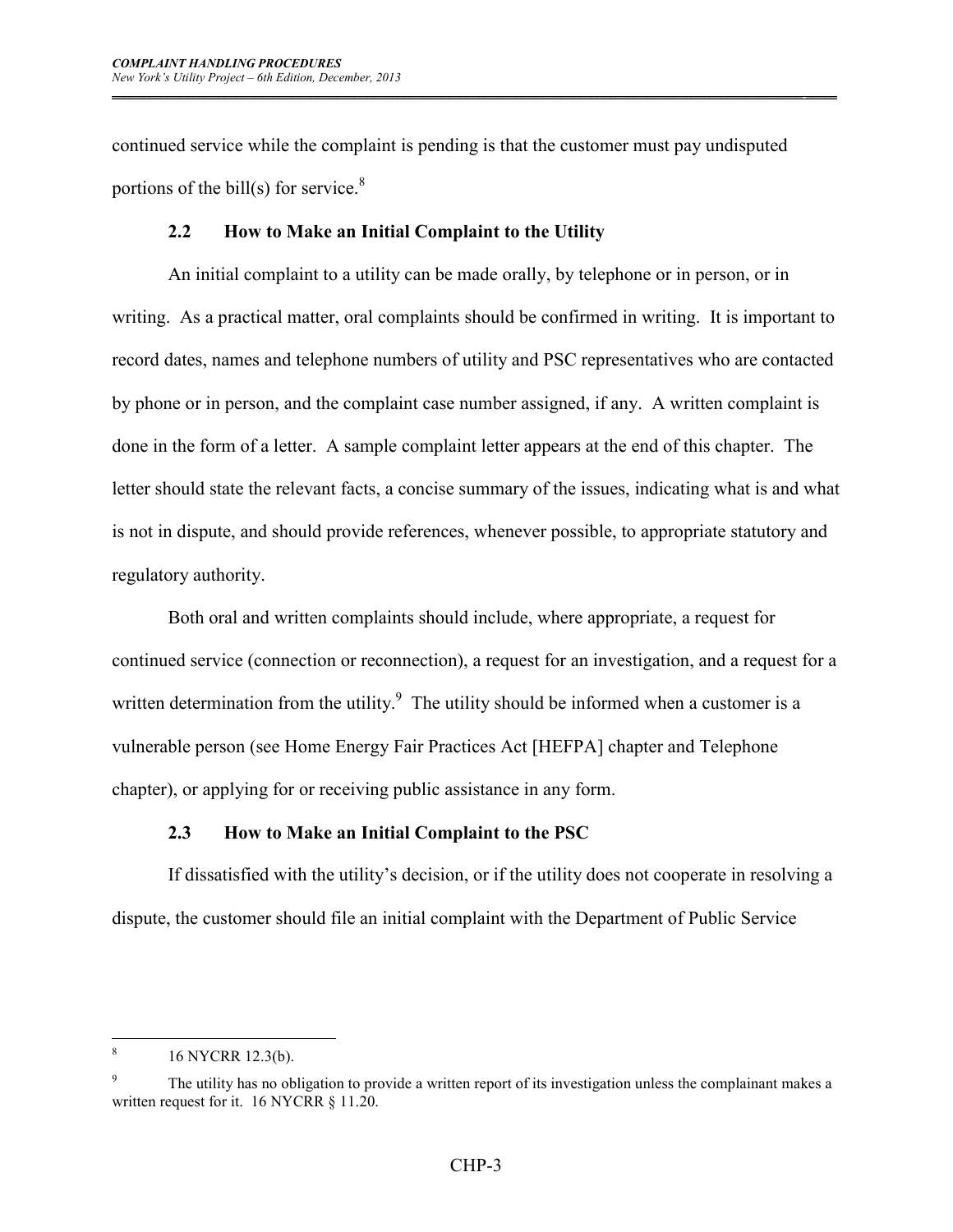continued service while the complaint is pending is that the customer must pay undisputed portions of the bill(s) for service.[8]

### 2.2 How to Make an Initial Complaint to the Utility

An initial complaint to a utility can be made orally, by telephone or in person, or in writing. As a practical matter, oral complaints should be confirmed in writing. It is important to record dates, names and telephone numbers of utility and PSC representatives who are contacted by phone or in person, and the complaint case number assigned, if any. A written complaint is done in the form of a letter. A sample complaint letter appears at the end of this chapter. The letter should state the relevant facts, a concise summary of the issues, indicating what is and what is not in dispute, and should provide references, whenever possible, to appropriate statutory and regulatory authority.

Both oral and written complaints should include, where appropriate, a request for continued service (connection or reconnection), a request for an investigation, and a request for a written determination from the utility.[9] The utility should be informed when a customer is a vulnerable person (see Home Energy Fair Practices Act [HEFPA] chapter and Telephone chapter), or applying for or receiving public assistance in any form.

### 2.3 How to Make an Initial Complaint to the PSC

If dissatisfied with the utility's decision, or if the utility does not cooperate in resolving a dispute, the customer should file an initial complaint with the Department of Public Service

---

[8] 16 NYCRR 12.3(b).

[9] The utility has no obligation to provide a written report of its investigation unless the complainant makes a written request for it. 16 NYCRR § 11.20.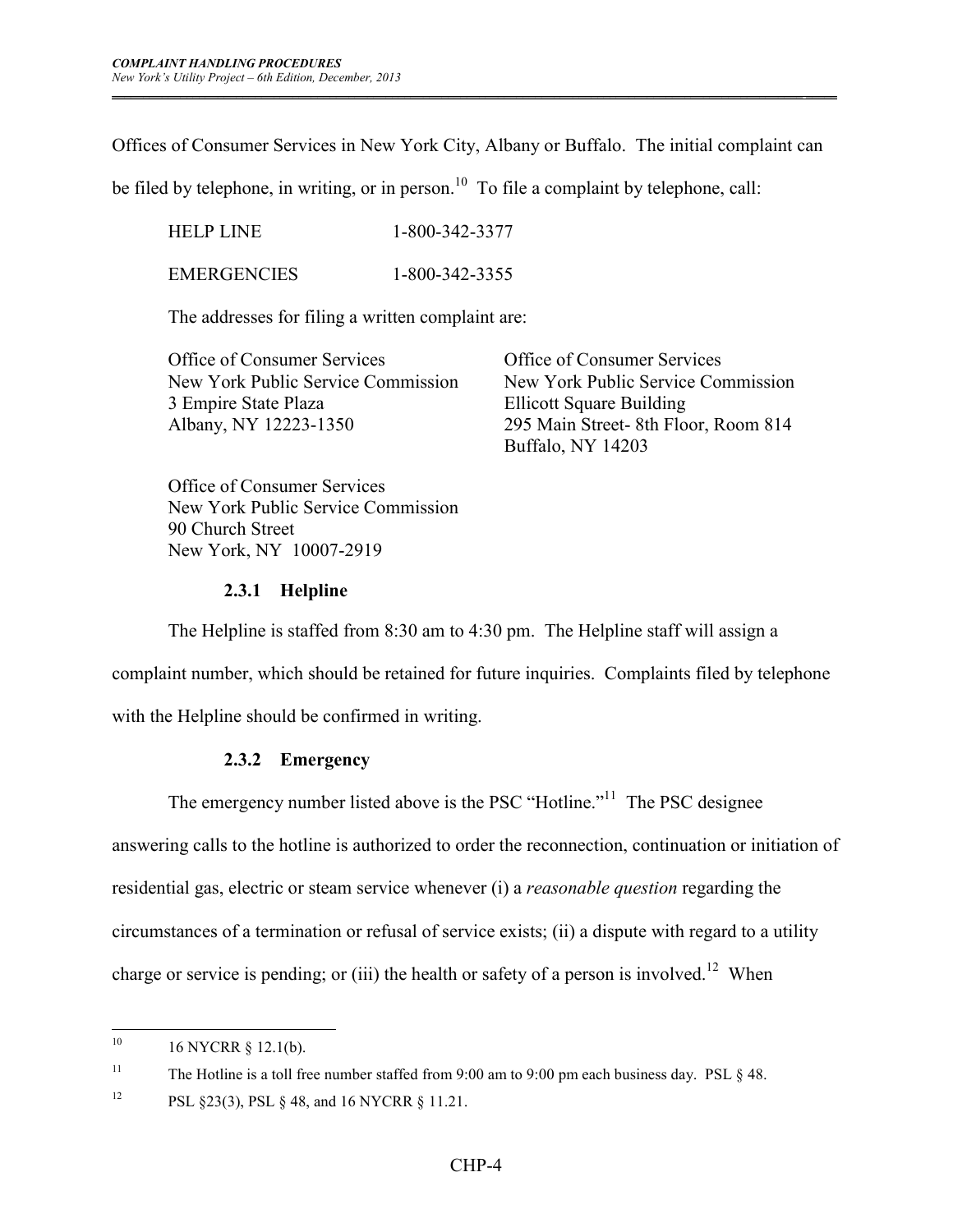Offices of Consumer Services in New York City, Albany or Buffalo. The initial complaint can be filed by telephone, in writing, or in person.[10] To file a complaint by telephone, call:

| | |
|---|---|
| HELP LINE | 1-800-342-3377 |
| EMERGENCIES | 1-800-342-3355 |

The addresses for filing a written complaint are:

Office of Consumer Services
New York Public Service Commission
3 Empire State Plaza
Albany, NY 12223-1350

Office of Consumer Services
New York Public Service Commission
Ellicott Square Building
295 Main Street- 8th Floor, Room 814
Buffalo, NY 14203

Office of Consumer Services
New York Public Service Commission
90 Church Street
New York, NY 10007-2919

#### 2.3.1 Helpline

The Helpline is staffed from 8:30 am to 4:30 pm. The Helpline staff will assign a complaint number, which should be retained for future inquiries. Complaints filed by telephone with the Helpline should be confirmed in writing.

#### 2.3.2 Emergency

The emergency number listed above is the PSC "Hotline."[11] The PSC designee answering calls to the hotline is authorized to order the reconnection, continuation or initiation of residential gas, electric or steam service whenever (i) a *reasonable question* regarding the circumstances of a termination or refusal of service exists; (ii) a dispute with regard to a utility charge or service is pending; or (iii) the health or safety of a person is involved.[12] When

---

[10] 16 NYCRR § 12.1(b).

[11] The Hotline is a toll free number staffed from 9:00 am to 9:00 pm each business day. PSL § 48.

[12] PSL §23(3), PSL § 48, and 16 NYCRR § 11.21.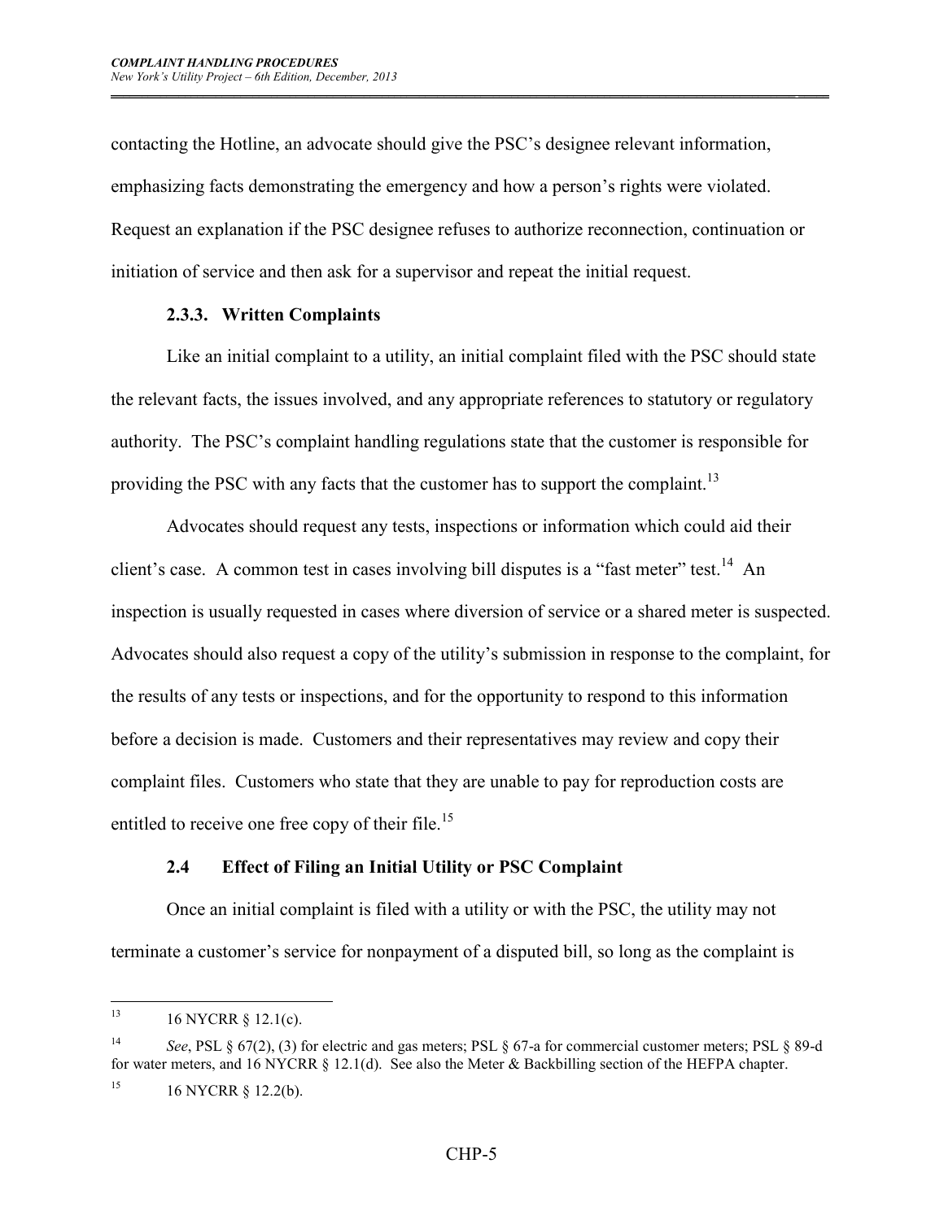contacting the Hotline, an advocate should give the PSC's designee relevant information, emphasizing facts demonstrating the emergency and how a person's rights were violated. Request an explanation if the PSC designee refuses to authorize reconnection, continuation or initiation of service and then ask for a supervisor and repeat the initial request.

### 2.3.3. Written Complaints

Like an initial complaint to a utility, an initial complaint filed with the PSC should state the relevant facts, the issues involved, and any appropriate references to statutory or regulatory authority. The PSC's complaint handling regulations state that the customer is responsible for providing the PSC with any facts that the customer has to support the complaint.[13]

Advocates should request any tests, inspections or information which could aid their client's case. A common test in cases involving bill disputes is a "fast meter" test.[14] An inspection is usually requested in cases where diversion of service or a shared meter is suspected. Advocates should also request a copy of the utility's submission in response to the complaint, for the results of any tests or inspections, and for the opportunity to respond to this information before a decision is made. Customers and their representatives may review and copy their complaint files. Customers who state that they are unable to pay for reproduction costs are entitled to receive one free copy of their file.[15]

## 2.4 Effect of Filing an Initial Utility or PSC Complaint

Once an initial complaint is filed with a utility or with the PSC, the utility may not terminate a customer's service for nonpayment of a disputed bill, so long as the complaint is

---

[13] 16 NYCRR § 12.1(c).

[14] *See*, PSL § 67(2), (3) for electric and gas meters; PSL § 67-a for commercial customer meters; PSL § 89-d for water meters, and 16 NYCRR § 12.1(d). See also the Meter & Backbilling section of the HEFPA chapter.

[15] 16 NYCRR § 12.2(b).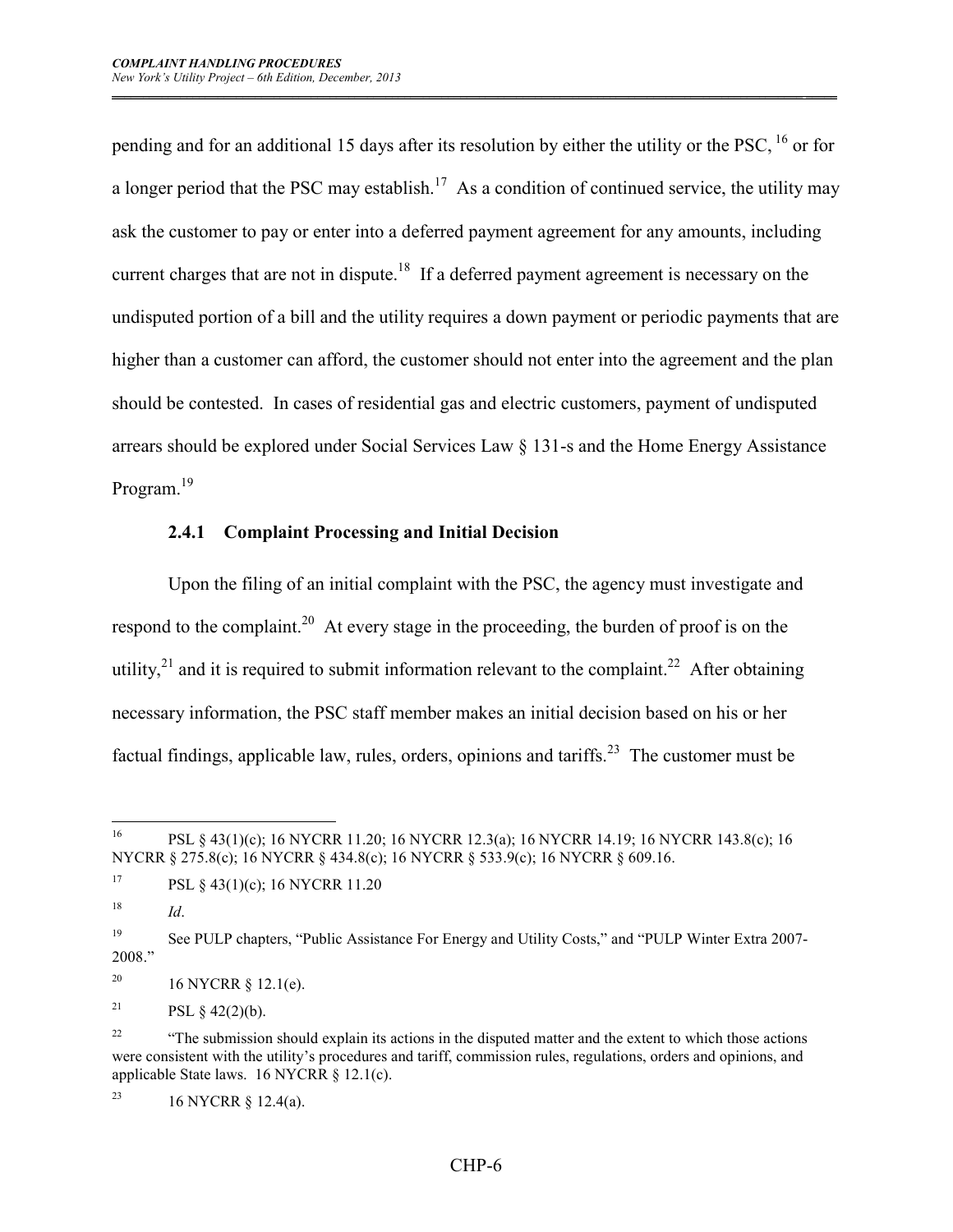pending and for an additional 15 days after its resolution by either the utility or the PSC, [16] or for a longer period that the PSC may establish.[17] As a condition of continued service, the utility may ask the customer to pay or enter into a deferred payment agreement for any amounts, including current charges that are not in dispute.[18] If a deferred payment agreement is necessary on the undisputed portion of a bill and the utility requires a down payment or periodic payments that are higher than a customer can afford, the customer should not enter into the agreement and the plan should be contested. In cases of residential gas and electric customers, payment of undisputed arrears should be explored under Social Services Law § 131-s and the Home Energy Assistance Program.[19]

### 2.4.1 Complaint Processing and Initial Decision

Upon the filing of an initial complaint with the PSC, the agency must investigate and respond to the complaint.[20] At every stage in the proceeding, the burden of proof is on the utility,[21] and it is required to submit information relevant to the complaint.[22] After obtaining necessary information, the PSC staff member makes an initial decision based on his or her factual findings, applicable law, rules, orders, opinions and tariffs.[23] The customer must be

---

[16] PSL § 43(1)(c); 16 NYCRR 11.20; 16 NYCRR 12.3(a); 16 NYCRR 14.19; 16 NYCRR 143.8(c); 16 NYCRR § 275.8(c); 16 NYCRR § 434.8(c); 16 NYCRR § 533.9(c); 16 NYCRR § 609.16.

[17] PSL § 43(1)(c); 16 NYCRR 11.20

[18] *Id*.

[19] See PULP chapters, "Public Assistance For Energy and Utility Costs," and "PULP Winter Extra 2007-2008."

[20] 16 NYCRR § 12.1(e).

[21] PSL § 42(2)(b).

[22] "The submission should explain its actions in the disputed matter and the extent to which those actions were consistent with the utility's procedures and tariff, commission rules, regulations, orders and opinions, and applicable State laws. 16 NYCRR § 12.1(c).

[23] 16 NYCRR § 12.4(a).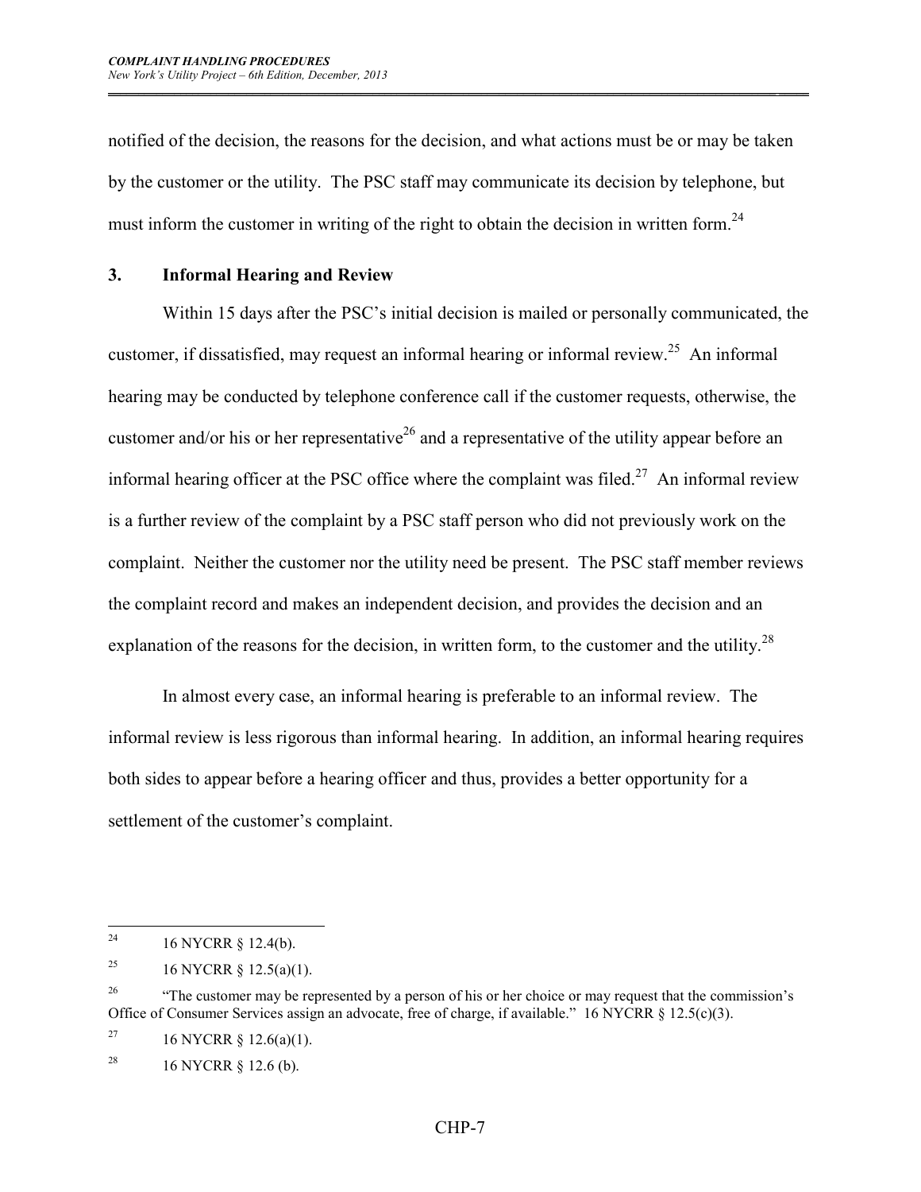notified of the decision, the reasons for the decision, and what actions must be or may be taken by the customer or the utility. The PSC staff may communicate its decision by telephone, but must inform the customer in writing of the right to obtain the decision in written form.[24]

### 3. Informal Hearing and Review

Within 15 days after the PSC's initial decision is mailed or personally communicated, the customer, if dissatisfied, may request an informal hearing or informal review.[25] An informal hearing may be conducted by telephone conference call if the customer requests, otherwise, the customer and/or his or her representative[26] and a representative of the utility appear before an informal hearing officer at the PSC office where the complaint was filed.[27] An informal review is a further review of the complaint by a PSC staff person who did not previously work on the complaint. Neither the customer nor the utility need be present. The PSC staff member reviews the complaint record and makes an independent decision, and provides the decision and an explanation of the reasons for the decision, in written form, to the customer and the utility.[28]

In almost every case, an informal hearing is preferable to an informal review. The informal review is less rigorous than informal hearing. In addition, an informal hearing requires both sides to appear before a hearing officer and thus, provides a better opportunity for a settlement of the customer's complaint.

---

[24] 16 NYCRR § 12.4(b).

[25] 16 NYCRR § 12.5(a)(1).

[26] "The customer may be represented by a person of his or her choice or may request that the commission's Office of Consumer Services assign an advocate, free of charge, if available." 16 NYCRR § 12.5(c)(3).

[27] 16 NYCRR § 12.6(a)(1).

[28] 16 NYCRR § 12.6 (b).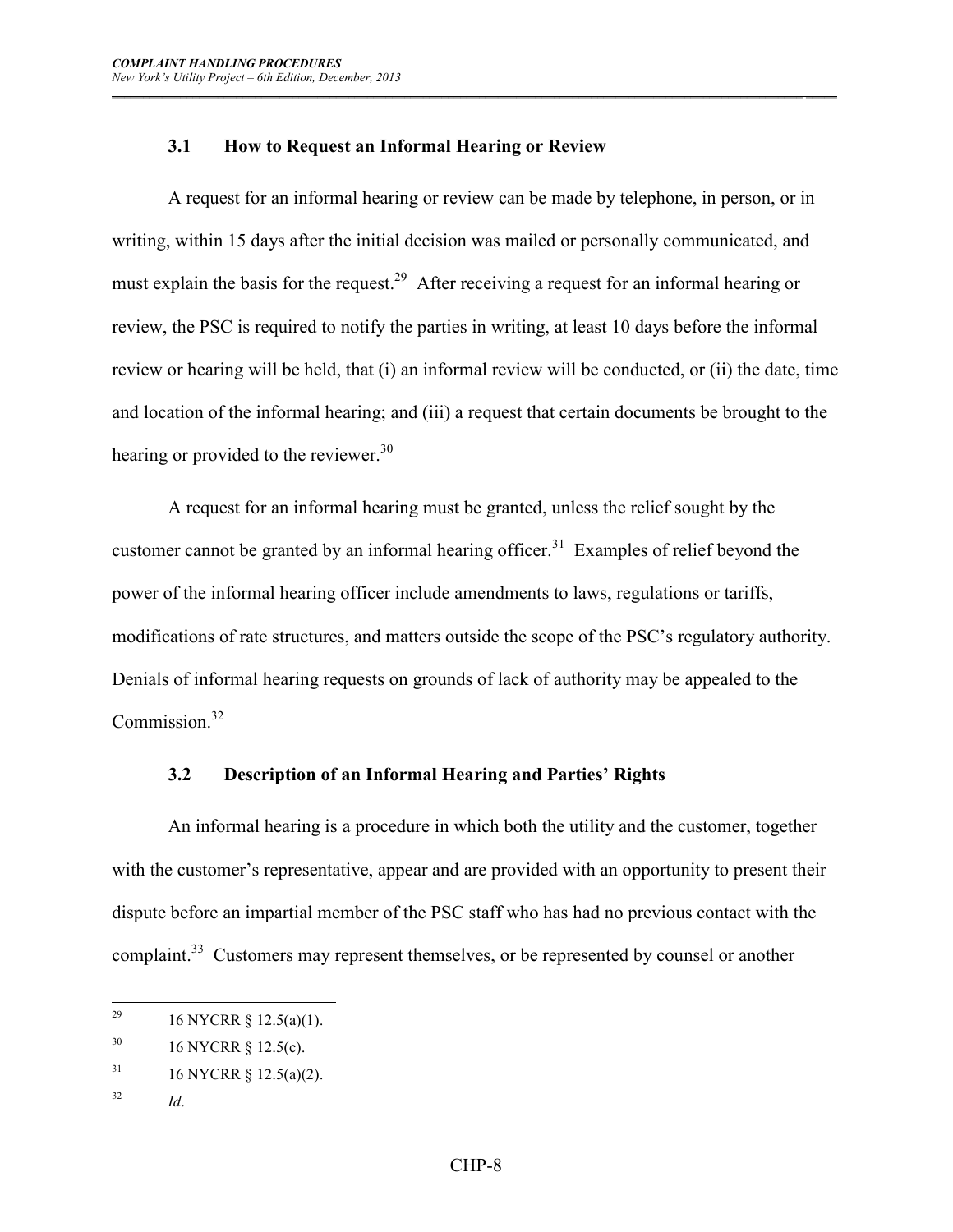### 3.1 How to Request an Informal Hearing or Review

A request for an informal hearing or review can be made by telephone, in person, or in writing, within 15 days after the initial decision was mailed or personally communicated, and must explain the basis for the request.[29] After receiving a request for an informal hearing or review, the PSC is required to notify the parties in writing, at least 10 days before the informal review or hearing will be held, that (i) an informal review will be conducted, or (ii) the date, time and location of the informal hearing; and (iii) a request that certain documents be brought to the hearing or provided to the reviewer.[30]

A request for an informal hearing must be granted, unless the relief sought by the customer cannot be granted by an informal hearing officer.[31] Examples of relief beyond the power of the informal hearing officer include amendments to laws, regulations or tariffs, modifications of rate structures, and matters outside the scope of the PSC's regulatory authority. Denials of informal hearing requests on grounds of lack of authority may be appealed to the Commission.[32]

### 3.2 Description of an Informal Hearing and Parties' Rights

An informal hearing is a procedure in which both the utility and the customer, together with the customer's representative, appear and are provided with an opportunity to present their dispute before an impartial member of the PSC staff who has had no previous contact with the complaint.[33] Customers may represent themselves, or be represented by counsel or another

---

[29] 16 NYCRR § 12.5(a)(1).

[30] 16 NYCRR § 12.5(c).

[31] 16 NYCRR § 12.5(a)(2).

[32] *Id*.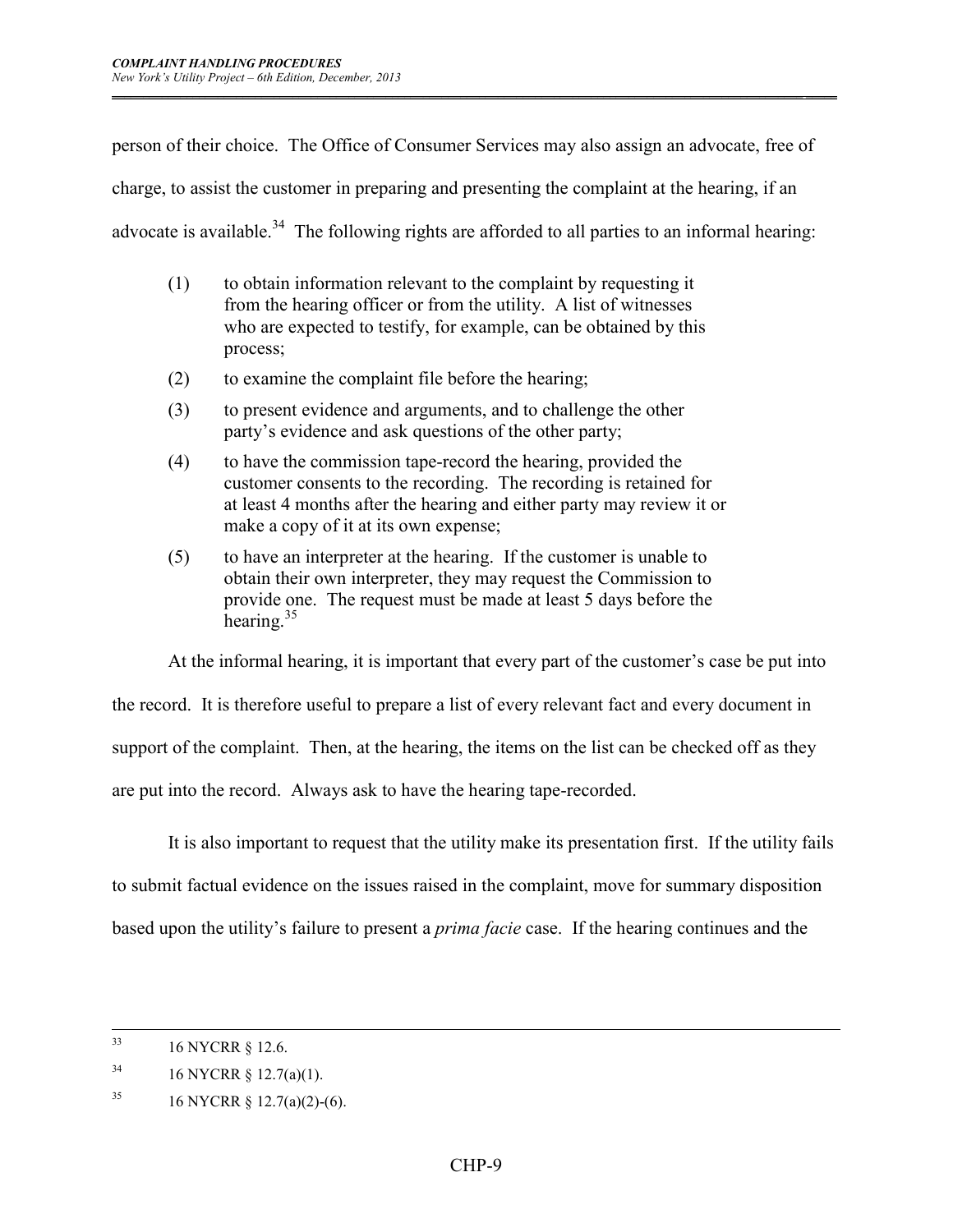person of their choice. The Office of Consumer Services may also assign an advocate, free of charge, to assist the customer in preparing and presenting the complaint at the hearing, if an advocate is available.[34] The following rights are afforded to all parties to an informal hearing:

(1) to obtain information relevant to the complaint by requesting it from the hearing officer or from the utility. A list of witnesses who are expected to testify, for example, can be obtained by this process;

(2) to examine the complaint file before the hearing;

(3) to present evidence and arguments, and to challenge the other party's evidence and ask questions of the other party;

(4) to have the commission tape-record the hearing, provided the customer consents to the recording. The recording is retained for at least 4 months after the hearing and either party may review it or make a copy of it at its own expense;

(5) to have an interpreter at the hearing. If the customer is unable to obtain their own interpreter, they may request the Commission to provide one. The request must be made at least 5 days before the hearing.[35]

At the informal hearing, it is important that every part of the customer's case be put into the record. It is therefore useful to prepare a list of every relevant fact and every document in support of the complaint. Then, at the hearing, the items on the list can be checked off as they are put into the record. Always ask to have the hearing tape-recorded.

It is also important to request that the utility make its presentation first. If the utility fails to submit factual evidence on the issues raised in the complaint, move for summary disposition based upon the utility's failure to present a *prima facie* case. If the hearing continues and the

---

[33] 16 NYCRR § 12.6.

[34] 16 NYCRR § 12.7(a)(1).

[35] 16 NYCRR § 12.7(a)(2)-(6).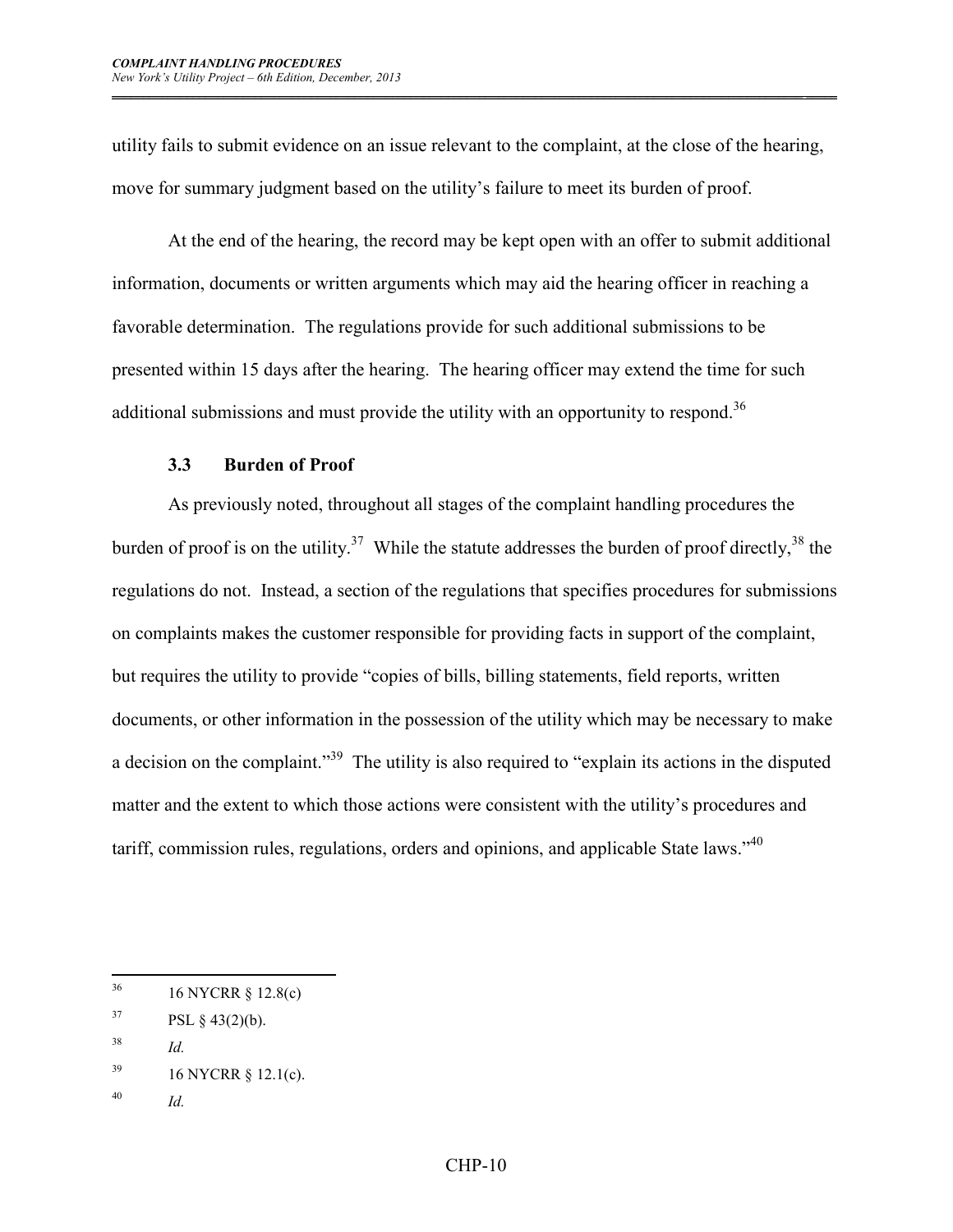utility fails to submit evidence on an issue relevant to the complaint, at the close of the hearing, move for summary judgment based on the utility's failure to meet its burden of proof.

At the end of the hearing, the record may be kept open with an offer to submit additional information, documents or written arguments which may aid the hearing officer in reaching a favorable determination. The regulations provide for such additional submissions to be presented within 15 days after the hearing. The hearing officer may extend the time for such additional submissions and must provide the utility with an opportunity to respond.[36]

### 3.3 Burden of Proof

As previously noted, throughout all stages of the complaint handling procedures the burden of proof is on the utility.[37] While the statute addresses the burden of proof directly,[38] the regulations do not. Instead, a section of the regulations that specifies procedures for submissions on complaints makes the customer responsible for providing facts in support of the complaint, but requires the utility to provide "copies of bills, billing statements, field reports, written documents, or other information in the possession of the utility which may be necessary to make a decision on the complaint."[39] The utility is also required to "explain its actions in the disputed matter and the extent to which those actions were consistent with the utility's procedures and tariff, commission rules, regulations, orders and opinions, and applicable State laws."[40]

---

[36] 16 NYCRR § 12.8(c)

[37] PSL § 43(2)(b).

[38] *Id.*

[39] 16 NYCRR § 12.1(c).

[40] *Id.*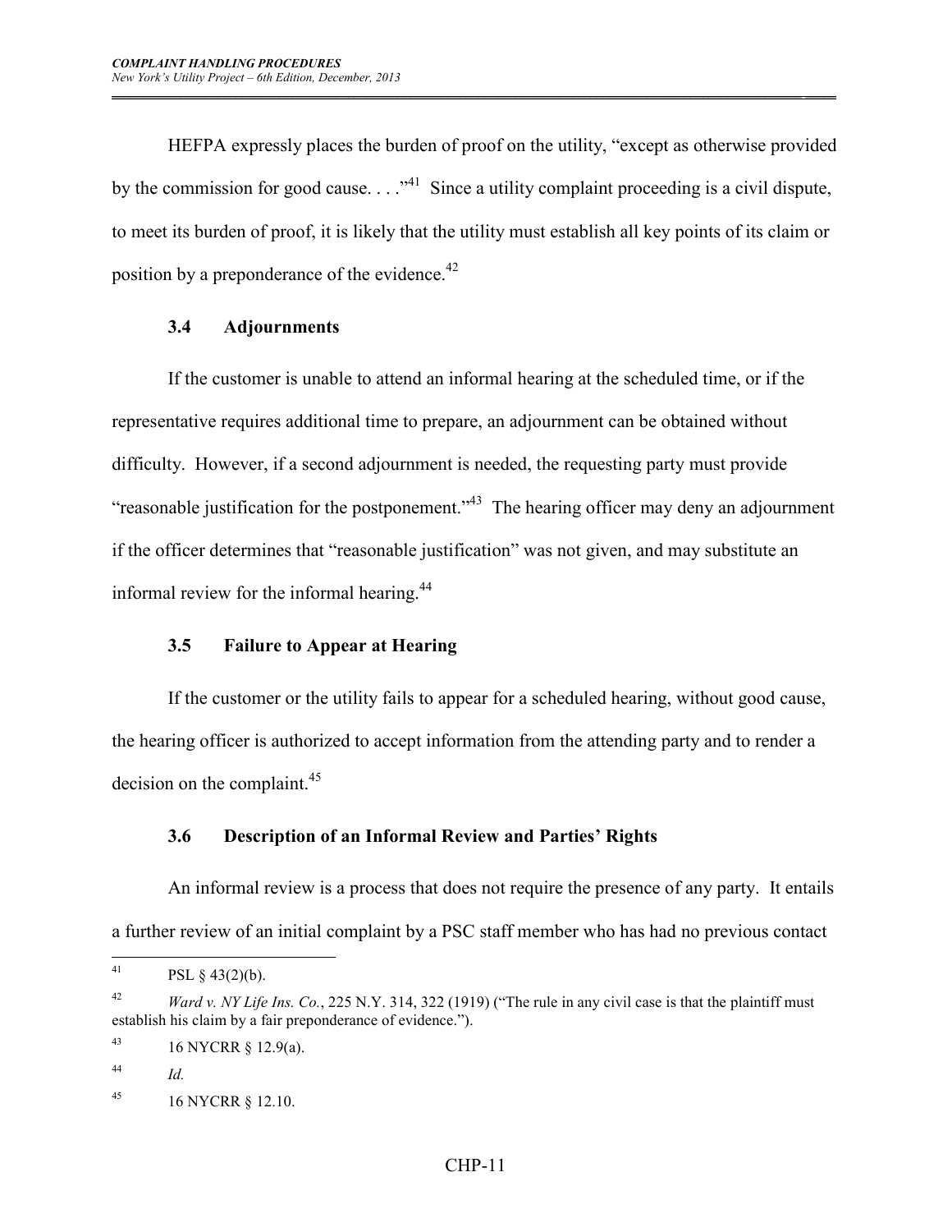HEFPA expressly places the burden of proof on the utility, "except as otherwise provided by the commission for good cause. . . ."[41] Since a utility complaint proceeding is a civil dispute, to meet its burden of proof, it is likely that the utility must establish all key points of its claim or position by a preponderance of the evidence.[42]

### 3.4 Adjournments

If the customer is unable to attend an informal hearing at the scheduled time, or if the representative requires additional time to prepare, an adjournment can be obtained without difficulty. However, if a second adjournment is needed, the requesting party must provide "reasonable justification for the postponement."[43] The hearing officer may deny an adjournment if the officer determines that "reasonable justification" was not given, and may substitute an informal review for the informal hearing.[44]

### 3.5 Failure to Appear at Hearing

If the customer or the utility fails to appear for a scheduled hearing, without good cause, the hearing officer is authorized to accept information from the attending party and to render a decision on the complaint.[45]

### 3.6 Description of an Informal Review and Parties' Rights

An informal review is a process that does not require the presence of any party. It entails a further review of an initial complaint by a PSC staff member who has had no previous contact

---

[41] PSL § 43(2)(b).

[42] *Ward v. NY Life Ins. Co.*, 225 N.Y. 314, 322 (1919) ("The rule in any civil case is that the plaintiff must establish his claim by a fair preponderance of evidence.").

[43] 16 NYCRR § 12.9(a).

[44] *Id.*

[45] 16 NYCRR § 12.10.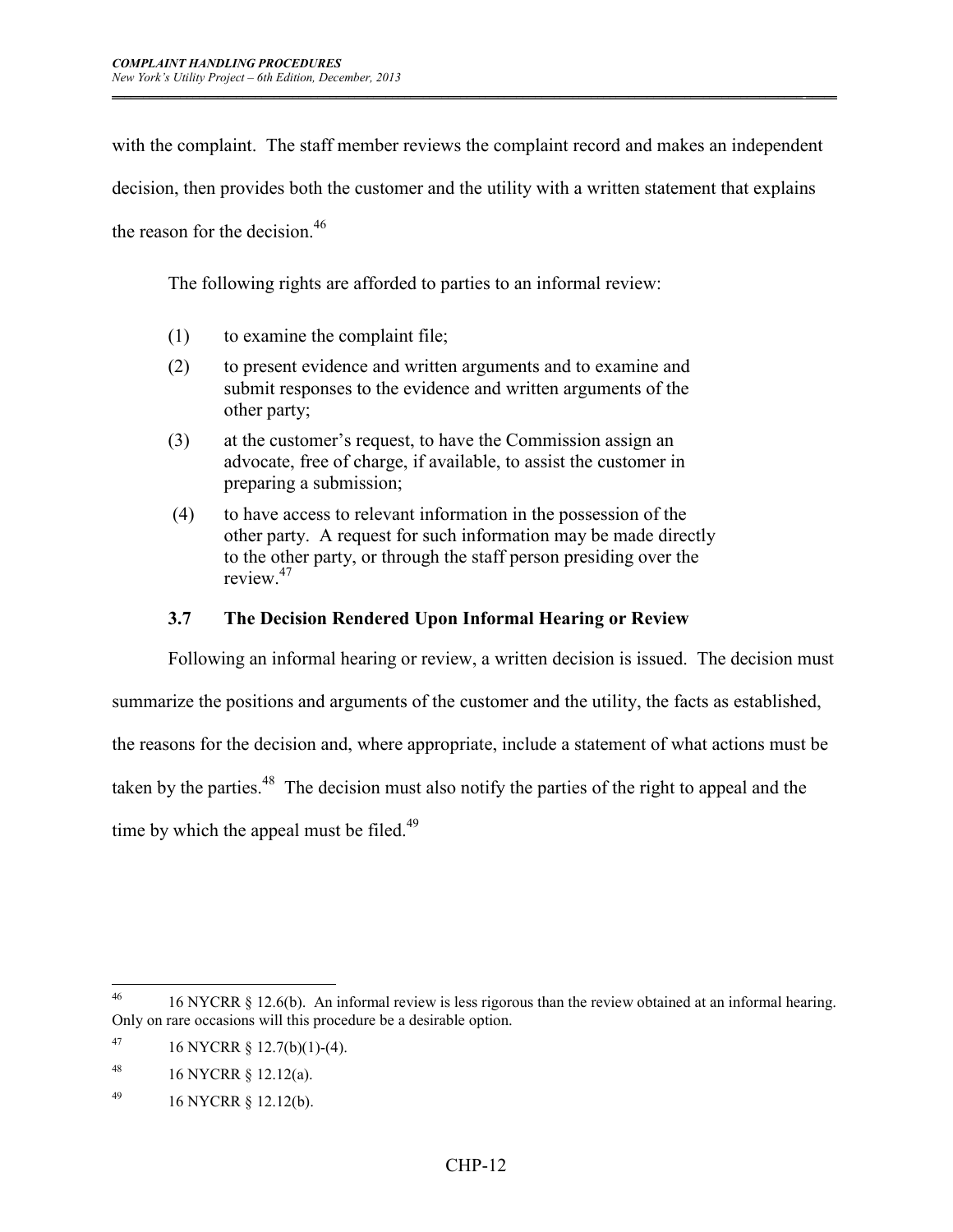with the complaint. The staff member reviews the complaint record and makes an independent decision, then provides both the customer and the utility with a written statement that explains the reason for the decision.[46]

The following rights are afforded to parties to an informal review:

(1) to examine the complaint file;

(2) to present evidence and written arguments and to examine and submit responses to the evidence and written arguments of the other party;

(3) at the customer's request, to have the Commission assign an advocate, free of charge, if available, to assist the customer in preparing a submission;

(4) to have access to relevant information in the possession of the other party. A request for such information may be made directly to the other party, or through the staff person presiding over the review.[47]

### 3.7 The Decision Rendered Upon Informal Hearing or Review

Following an informal hearing or review, a written decision is issued. The decision must summarize the positions and arguments of the customer and the utility, the facts as established, the reasons for the decision and, where appropriate, include a statement of what actions must be taken by the parties.[48] The decision must also notify the parties of the right to appeal and the time by which the appeal must be filed.[49]

---

[46] 16 NYCRR § 12.6(b). An informal review is less rigorous than the review obtained at an informal hearing. Only on rare occasions will this procedure be a desirable option.

[47] 16 NYCRR § 12.7(b)(1)-(4).

[48] 16 NYCRR § 12.12(a).

[49] 16 NYCRR § 12.12(b).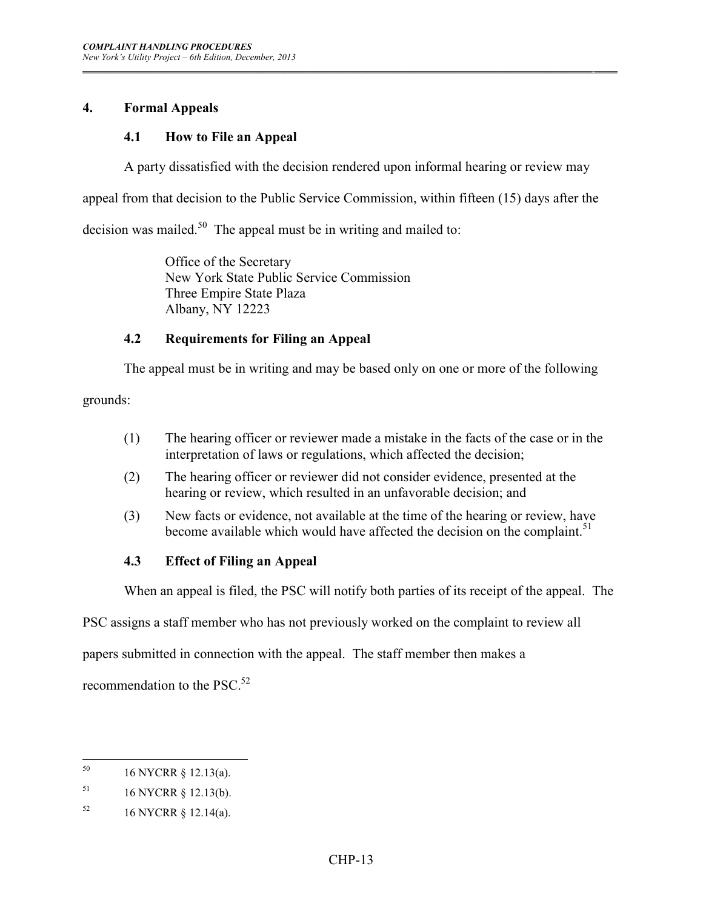## 4. Formal Appeals

### 4.1 How to File an Appeal

A party dissatisfied with the decision rendered upon informal hearing or review may appeal from that decision to the Public Service Commission, within fifteen (15) days after the decision was mailed.[50] The appeal must be in writing and mailed to:

> Office of the Secretary
> New York State Public Service Commission
> Three Empire State Plaza
> Albany, NY 12223

### 4.2 Requirements for Filing an Appeal

The appeal must be in writing and may be based only on one or more of the following grounds:

(1) The hearing officer or reviewer made a mistake in the facts of the case or in the interpretation of laws or regulations, which affected the decision;

(2) The hearing officer or reviewer did not consider evidence, presented at the hearing or review, which resulted in an unfavorable decision; and

(3) New facts or evidence, not available at the time of the hearing or review, have become available which would have affected the decision on the complaint.[51]

### 4.3 Effect of Filing an Appeal

When an appeal is filed, the PSC will notify both parties of its receipt of the appeal. The PSC assigns a staff member who has not previously worked on the complaint to review all papers submitted in connection with the appeal. The staff member then makes a recommendation to the PSC.[52]

---

[50] 16 NYCRR § 12.13(a).

[51] 16 NYCRR § 12.13(b).

[52] 16 NYCRR § 12.14(a).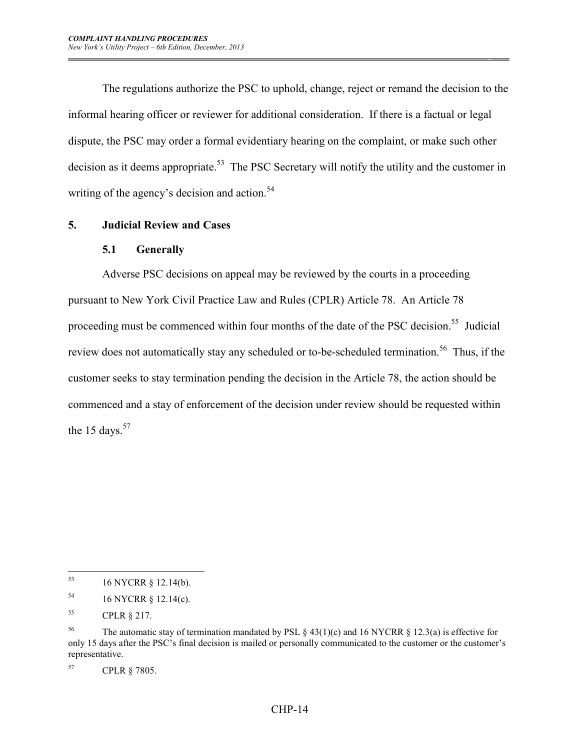The regulations authorize the PSC to uphold, change, reject or remand the decision to the informal hearing officer or reviewer for additional consideration. If there is a factual or legal dispute, the PSC may order a formal evidentiary hearing on the complaint, or make such other decision as it deems appropriate.[53] The PSC Secretary will notify the utility and the customer in writing of the agency's decision and action.[54]

## 5. Judicial Review and Cases

### 5.1 Generally

Adverse PSC decisions on appeal may be reviewed by the courts in a proceeding pursuant to New York Civil Practice Law and Rules (CPLR) Article 78. An Article 78 proceeding must be commenced within four months of the date of the PSC decision.[55] Judicial review does not automatically stay any scheduled or to-be-scheduled termination.[56] Thus, if the customer seeks to stay termination pending the decision in the Article 78, the action should be commenced and a stay of enforcement of the decision under review should be requested within the 15 days.[57]

---

[53] 16 NYCRR § 12.14(b).

[54] 16 NYCRR § 12.14(c).

[55] CPLR § 217.

[56] The automatic stay of termination mandated by PSL § 43(1)(c) and 16 NYCRR § 12.3(a) is effective for only 15 days after the PSC's final decision is mailed or personally communicated to the customer or the customer's representative.

[57] CPLR § 7805.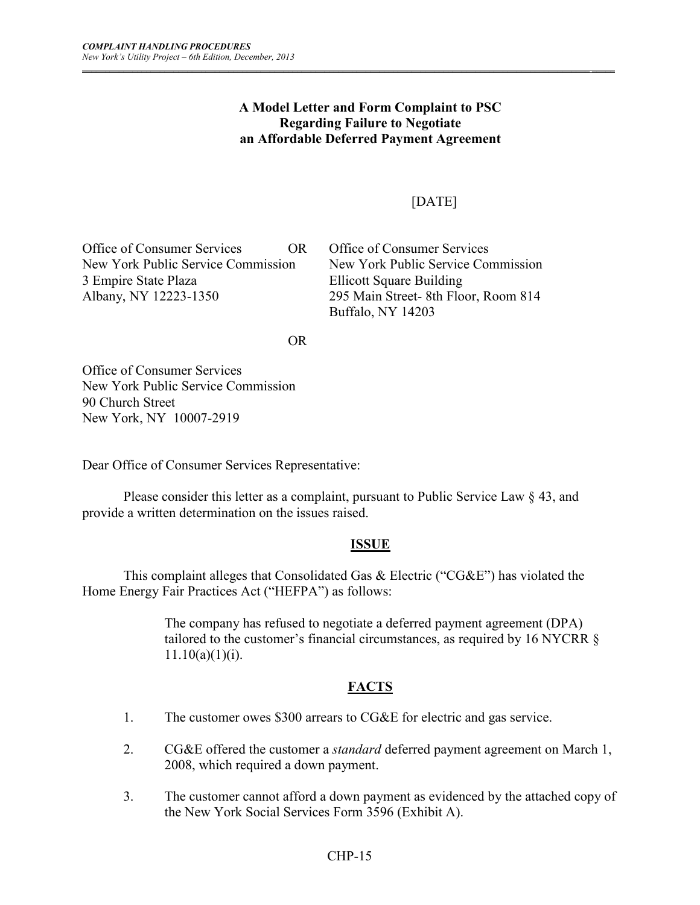**A Model Letter and Form Complaint to PSC Regarding Failure to Negotiate an Affordable Deferred Payment Agreement**

[DATE]

Office of Consumer Services
New York Public Service Commission
3 Empire State Plaza
Albany, NY 12223-1350

OR

Office of Consumer Services
New York Public Service Commission
Ellicott Square Building
295 Main Street- 8th Floor, Room 814
Buffalo, NY 14203

OR

Office of Consumer Services
New York Public Service Commission
90 Church Street
New York, NY 10007-2919

Dear Office of Consumer Services Representative:

Please consider this letter as a complaint, pursuant to Public Service Law § 43, and provide a written determination on the issues raised.

**ISSUE**

This complaint alleges that Consolidated Gas & Electric ("CG&E") has violated the Home Energy Fair Practices Act ("HEFPA") as follows:

> The company has refused to negotiate a deferred payment agreement (DPA) tailored to the customer's financial circumstances, as required by 16 NYCRR § 11.10(a)(1)(i).

**FACTS**

1. The customer owes $300 arrears to CG&E for electric and gas service.
2. CG&E offered the customer a *standard* deferred payment agreement on March 1, 2008, which required a down payment.
3. The customer cannot afford a down payment as evidenced by the attached copy of the New York Social Services Form 3596 (Exhibit A).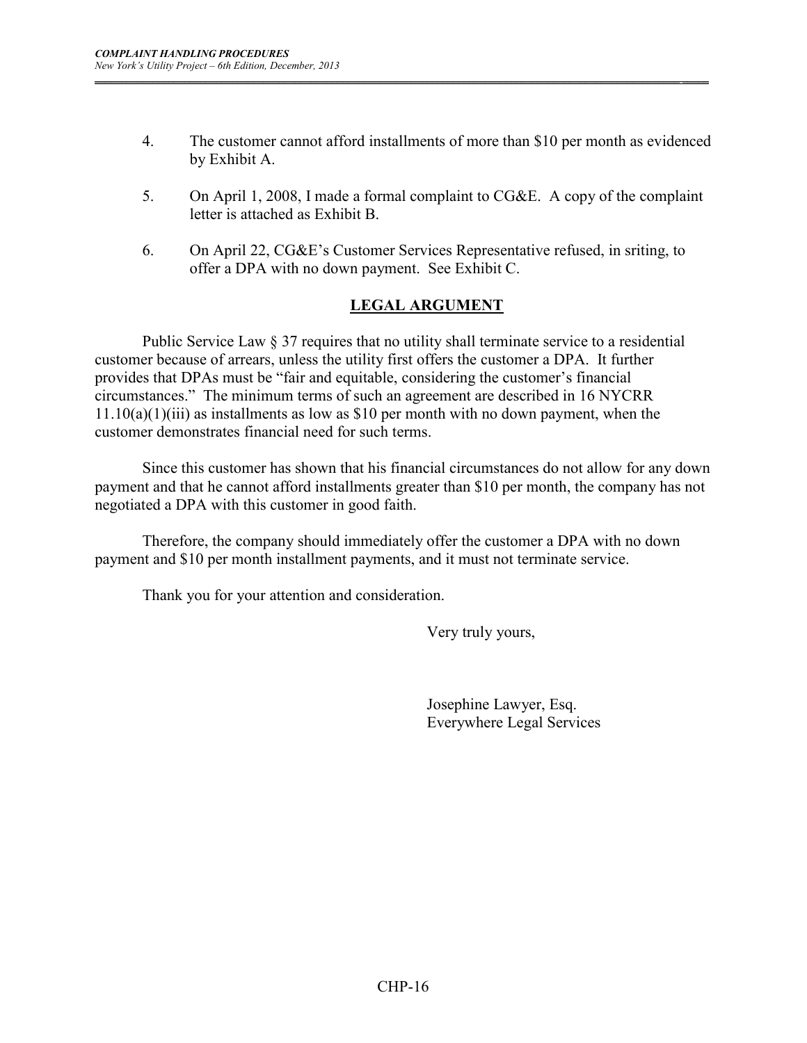4. The customer cannot afford installments of more than $10 per month as evidenced by Exhibit A.

5. On April 1, 2008, I made a formal complaint to CG&E. A copy of the complaint letter is attached as Exhibit B.

6. On April 22, CG&E's Customer Services Representative refused, in sriting, to offer a DPA with no down payment. See Exhibit C.

## LEGAL ARGUMENT

Public Service Law § 37 requires that no utility shall terminate service to a residential customer because of arrears, unless the utility first offers the customer a DPA. It further provides that DPAs must be "fair and equitable, considering the customer's financial circumstances." The minimum terms of such an agreement are described in 16 NYCRR 11.10(a)(1)(iii) as installments as low as $10 per month with no down payment, when the customer demonstrates financial need for such terms.

Since this customer has shown that his financial circumstances do not allow for any down payment and that he cannot afford installments greater than $10 per month, the company has not negotiated a DPA with this customer in good faith.

Therefore, the company should immediately offer the customer a DPA with no down payment and $10 per month installment payments, and it must not terminate service.

Thank you for your attention and consideration.

Very truly yours,

Josephine Lawyer, Esq.
Everywhere Legal Services